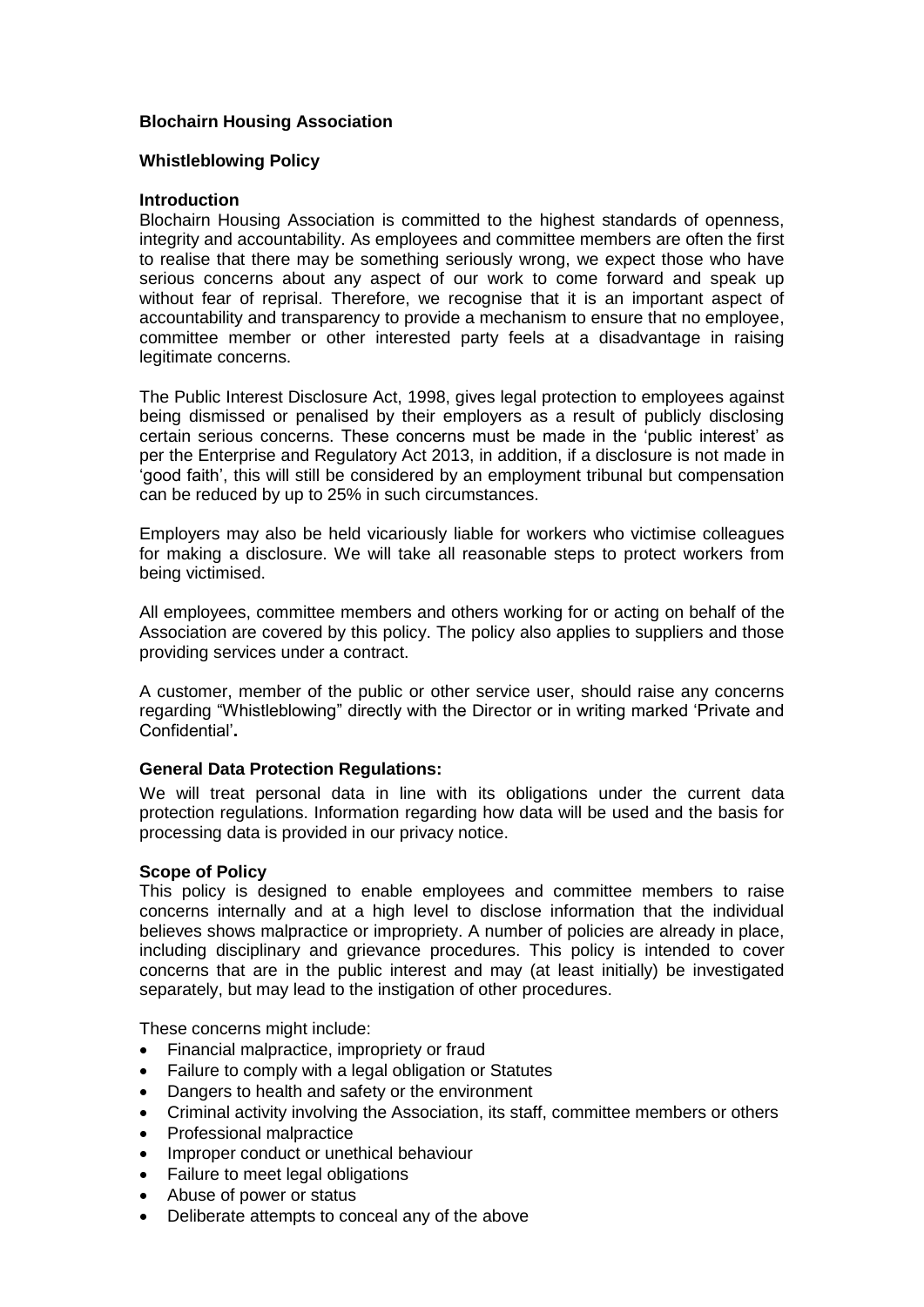**Blochairn Housing Association**

**Whistleblowing Policy**

**Introduction**

Blochairn Housing Association is committed to the highest standards of openness, integrity and accountability. As employees and committee members are often the first to realise that there may be something seriously wrong, we expect those who have serious concerns about any aspect of our work to come forward and speak up without fear of reprisal. Therefore, we recognise that it is an important aspect of accountability and transparency to provide a mechanism to ensure that no employee, committee member or other interested party feels at a disadvantage in raising legitimate concerns.

The Public Interest Disclosure Act, 1998, gives legal protection to employees against being dismissed or penalised by their employers as a result of publicly disclosing certain serious concerns. These concerns must be made in the 'public interest' as per the Enterprise and Regulatory Act 2013, in addition, if a disclosure is not made in 'good faith', this will still be considered by an employment tribunal but compensation can be reduced by up to 25% in such circumstances.

Employers may also be held vicariously liable for workers who victimise colleagues for making a disclosure. We will take all reasonable steps to protect workers from being victimised.

All employees, committee members and others working for or acting on behalf of the Association are covered by this policy. The policy also applies to suppliers and those providing services under a contract.

A customer, member of the public or other service user, should raise any concerns regarding "Whistleblowing" directly with the Director or in writing marked 'Private and Confidential'**.**

**General Data Protection Regulations:**

We will treat personal data in line with its obligations under the current data protection regulations. Information regarding how data will be used and the basis for processing data is provided in our privacy notice.

**Scope of Policy**

This policy is designed to enable employees and committee members to raise concerns internally and at a high level to disclose information that the individual believes shows malpractice or impropriety. A number of policies are already in place, including disciplinary and grievance procedures. This policy is intended to cover concerns that are in the public interest and may (at least initially) be investigated separately, but may lead to the instigation of other procedures.

These concerns might include:

- Financial malpractice, impropriety or fraud
- Failure to comply with a legal obligation or Statutes
- Dangers to health and safety or the environment
- Criminal activity involving the Association, its staff, committee members or others
- Professional malpractice
- Improper conduct or unethical behaviour
- Failure to meet legal obligations
- Abuse of power or status
- Deliberate attempts to conceal any of the above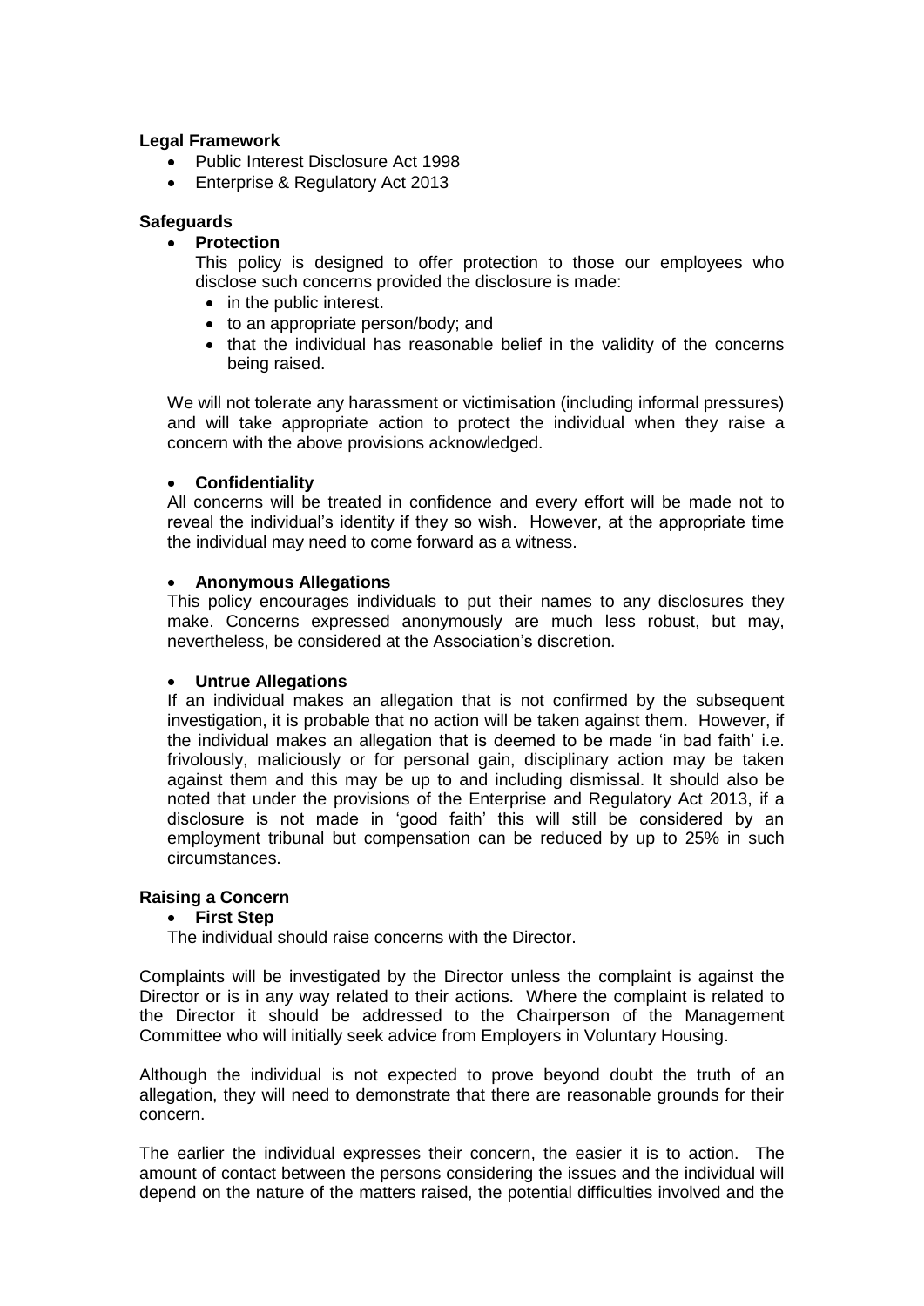**Legal Framework**

- Public Interest Disclosure Act 1998
- Enterprise & Regulatory Act 2013

**Safeguards**

- **Protection**

  This policy is designed to offer protection to those our employees who disclose such concerns provided the disclosure is made:

  - in the public interest.
  - to an appropriate person/body; and
  - that the individual has reasonable belief in the validity of the concerns being raised.

  We will not tolerate any harassment or victimisation (including informal pressures) and will take appropriate action to protect the individual when they raise a concern with the above provisions acknowledged.

- **Confidentiality**

  All concerns will be treated in confidence and every effort will be made not to reveal the individual's identity if they so wish. However, at the appropriate time the individual may need to come forward as a witness.

- **Anonymous Allegations**

  This policy encourages individuals to put their names to any disclosures they make. Concerns expressed anonymously are much less robust, but may, nevertheless, be considered at the Association's discretion.

- **Untrue Allegations**

  If an individual makes an allegation that is not confirmed by the subsequent investigation, it is probable that no action will be taken against them. However, if the individual makes an allegation that is deemed to be made 'in bad faith' i.e. frivolously, maliciously or for personal gain, disciplinary action may be taken against them and this may be up to and including dismissal. It should also be noted that under the provisions of the Enterprise and Regulatory Act 2013, if a disclosure is not made in 'good faith' this will still be considered by an employment tribunal but compensation can be reduced by up to 25% in such circumstances.

**Raising a Concern**

- **First Step**

  The individual should raise concerns with the Director.

Complaints will be investigated by the Director unless the complaint is against the Director or is in any way related to their actions. Where the complaint is related to the Director it should be addressed to the Chairperson of the Management Committee who will initially seek advice from Employers in Voluntary Housing.

Although the individual is not expected to prove beyond doubt the truth of an allegation, they will need to demonstrate that there are reasonable grounds for their concern.

The earlier the individual expresses their concern, the easier it is to action. The amount of contact between the persons considering the issues and the individual will depend on the nature of the matters raised, the potential difficulties involved and the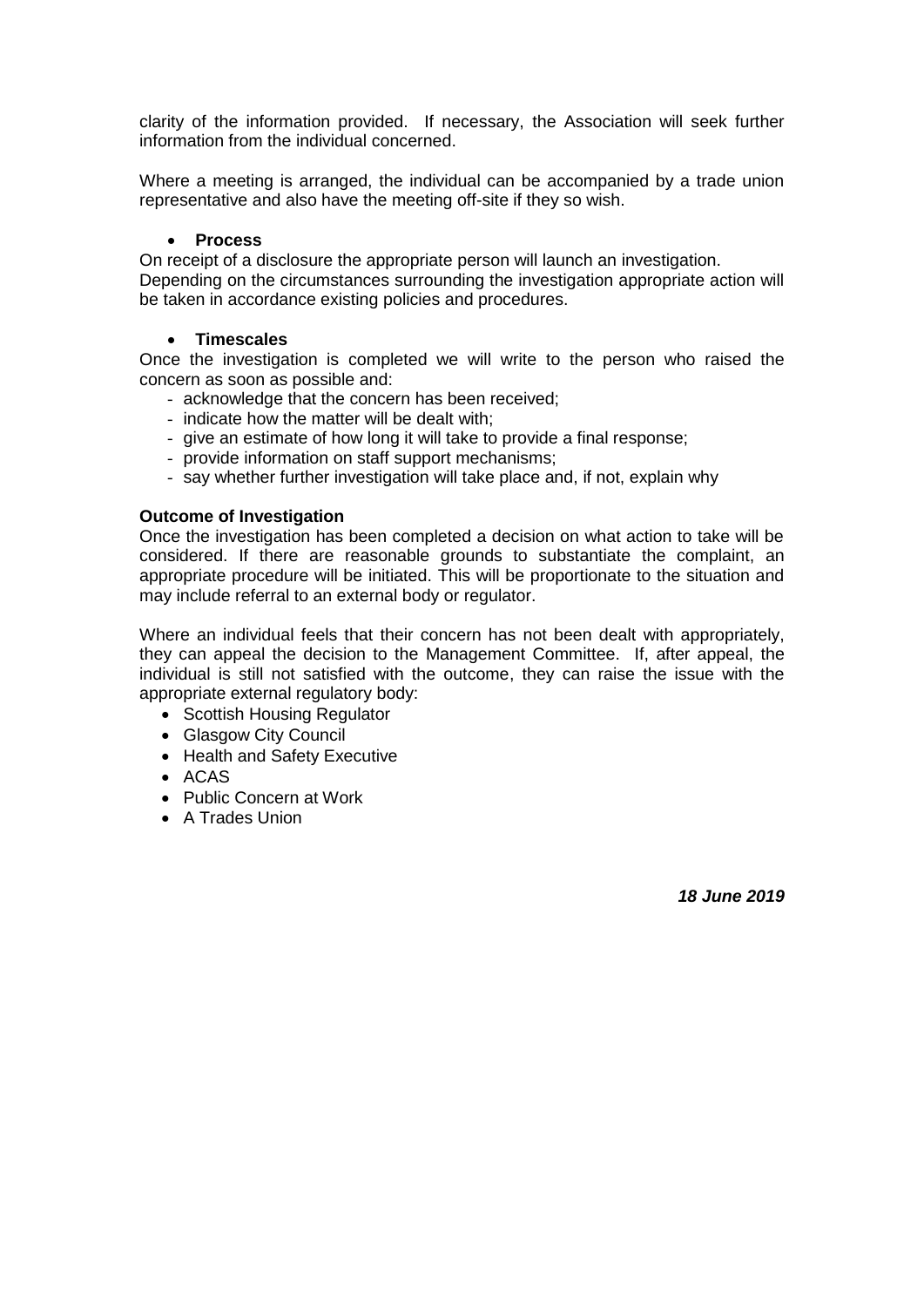clarity of the information provided. If necessary, the Association will seek further information from the individual concerned.

Where a meeting is arranged, the individual can be accompanied by a trade union representative and also have the meeting off-site if they so wish.

- **Process**

On receipt of a disclosure the appropriate person will launch an investigation. Depending on the circumstances surrounding the investigation appropriate action will be taken in accordance existing policies and procedures.

- **Timescales**

Once the investigation is completed we will write to the person who raised the concern as soon as possible and:

- acknowledge that the concern has been received;
- indicate how the matter will be dealt with;
- give an estimate of how long it will take to provide a final response;
- provide information on staff support mechanisms;
- say whether further investigation will take place and, if not, explain why

**Outcome of Investigation**

Once the investigation has been completed a decision on what action to take will be considered. If there are reasonable grounds to substantiate the complaint, an appropriate procedure will be initiated. This will be proportionate to the situation and may include referral to an external body or regulator.

Where an individual feels that their concern has not been dealt with appropriately, they can appeal the decision to the Management Committee. If, after appeal, the individual is still not satisfied with the outcome, they can raise the issue with the appropriate external regulatory body:

- Scottish Housing Regulator
- Glasgow City Council
- Health and Safety Executive
- ACAS
- Public Concern at Work
- A Trades Union

***18 June 2019***